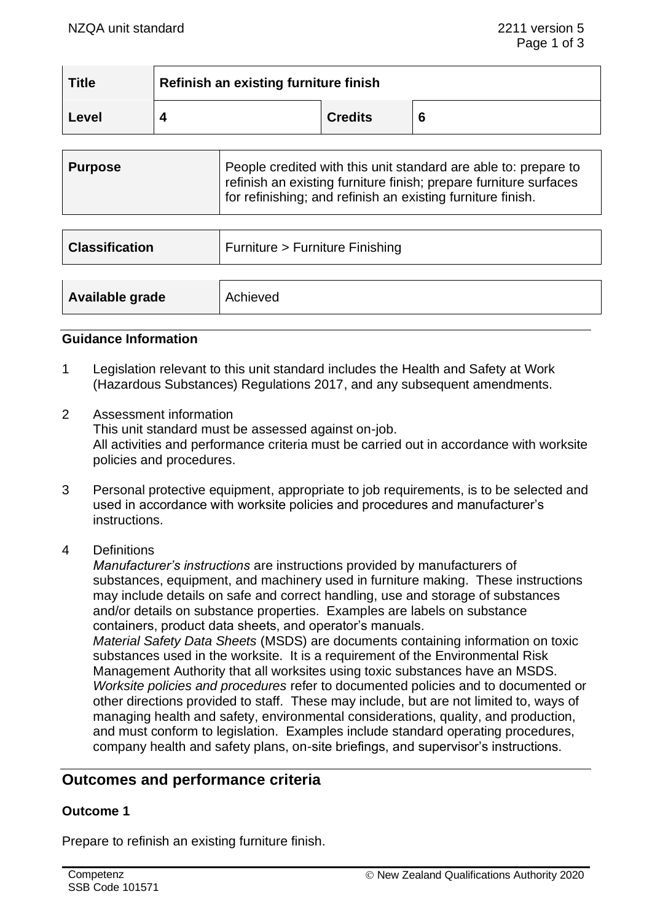| Title | Refinish an existing furniture finish | | |
|---|---|---|---|
| Level | 4 | Credits | 6 |

| Purpose | People credited with this unit standard are able to: prepare to refinish an existing furniture finish; prepare furniture surfaces for refinishing; and refinish an existing furniture finish. |
|---|---|

| Classification | Furniture > Furniture Finishing |
|---|---|

| Available grade | Achieved |
|---|---|

### Guidance Information

1 Legislation relevant to this unit standard includes the Health and Safety at Work (Hazardous Substances) Regulations 2017, and any subsequent amendments.

2 Assessment information
This unit standard must be assessed against on-job.
All activities and performance criteria must be carried out in accordance with worksite policies and procedures.

3 Personal protective equipment, appropriate to job requirements, is to be selected and used in accordance with worksite policies and procedures and manufacturer's instructions.

4 Definitions
*Manufacturer's instructions* are instructions provided by manufacturers of substances, equipment, and machinery used in furniture making. These instructions may include details on safe and correct handling, use and storage of substances and/or details on substance properties. Examples are labels on substance containers, product data sheets, and operator's manuals.
*Material Safety Data Sheets* (MSDS) are documents containing information on toxic substances used in the worksite. It is a requirement of the Environmental Risk Management Authority that all worksites using toxic substances have an MSDS.
*Worksite policies and procedures* refer to documented policies and to documented or other directions provided to staff. These may include, but are not limited to, ways of managing health and safety, environmental considerations, quality, and production, and must conform to legislation. Examples include standard operating procedures, company health and safety plans, on-site briefings, and supervisor's instructions.

## Outcomes and performance criteria

### Outcome 1

Prepare to refinish an existing furniture finish.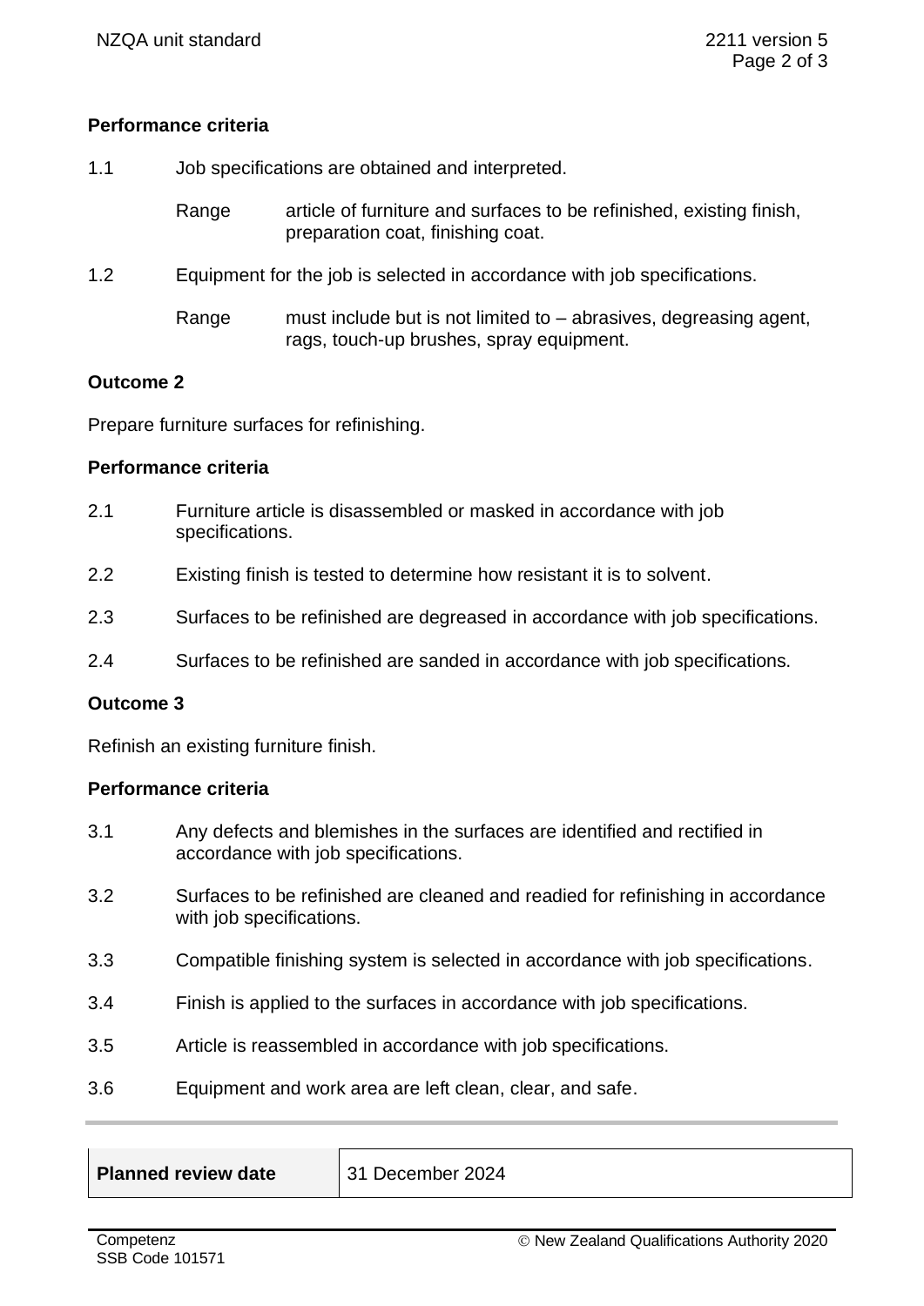**Performance criteria**

1.1 Job specifications are obtained and interpreted.

Range article of furniture and surfaces to be refinished, existing finish, preparation coat, finishing coat.

1.2 Equipment for the job is selected in accordance with job specifications.

Range must include but is not limited to – abrasives, degreasing agent, rags, touch-up brushes, spray equipment.

**Outcome 2**

Prepare furniture surfaces for refinishing.

**Performance criteria**

2.1 Furniture article is disassembled or masked in accordance with job specifications.

2.2 Existing finish is tested to determine how resistant it is to solvent.

2.3 Surfaces to be refinished are degreased in accordance with job specifications.

2.4 Surfaces to be refinished are sanded in accordance with job specifications.

**Outcome 3**

Refinish an existing furniture finish.

**Performance criteria**

3.1 Any defects and blemishes in the surfaces are identified and rectified in accordance with job specifications.

3.2 Surfaces to be refinished are cleaned and readied for refinishing in accordance with job specifications.

3.3 Compatible finishing system is selected in accordance with job specifications.

3.4 Finish is applied to the surfaces in accordance with job specifications.

3.5 Article is reassembled in accordance with job specifications.

3.6 Equipment and work area are left clean, clear, and safe.

| **Planned review date** | 31 December 2024 |
|---|---|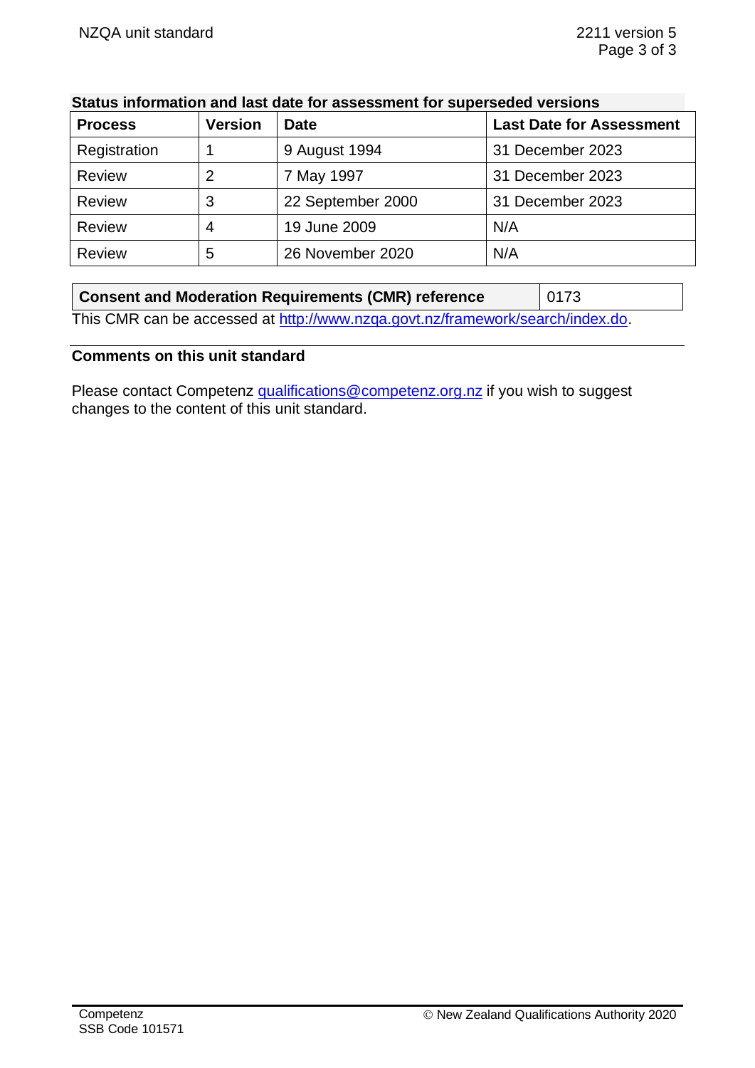**Status information and last date for assessment for superseded versions**

| Process | Version | Date | Last Date for Assessment |
|---|---|---|---|
| Registration | 1 | 9 August 1994 | 31 December 2023 |
| Review | 2 | 7 May 1997 | 31 December 2023 |
| Review | 3 | 22 September 2000 | 31 December 2023 |
| Review | 4 | 19 June 2009 | N/A |
| Review | 5 | 26 November 2020 | N/A |

| Consent and Moderation Requirements (CMR) reference | 0173 |
|---|---|

This CMR can be accessed at http://www.nzqa.govt.nz/framework/search/index.do.

**Comments on this unit standard**

Please contact Competenz qualifications@competenz.org.nz if you wish to suggest changes to the content of this unit standard.